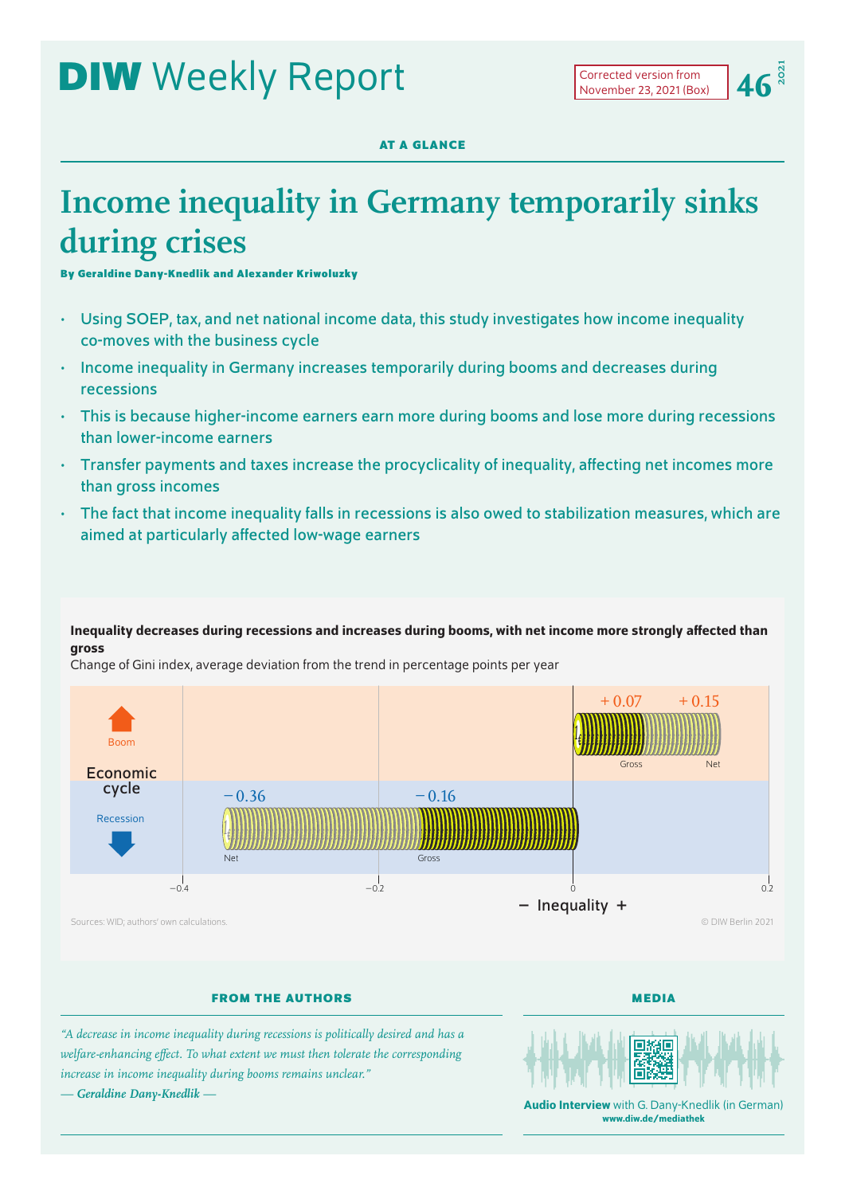# DIW Weekly Report

Corrected version from November 23, 2021 (Box)

**AT A GLANCE**

# Income inequality in Germany temporarily sinks during crises

**By Geraldine Dany-Knedlik and Alexander Kriwoluzky**

- Using SOEP, tax, and net national income data, this study investigates how income inequality co-moves with the business cycle
- Income inequality in Germany increases temporarily during booms and decreases during recessions
- This is because higher-income earners earn more during booms and lose more during recessions than lower-income earners
- Transfer payments and taxes increase the procyclicality of inequality, affecting net incomes more than gross incomes
- The fact that income inequality falls in recessions is also owed to stabilization measures, which are aimed at particularly affected low-wage earners

**Inequality decreases during recessions and increases during booms, with net income more strongly affected than gross**

Change of Gini index, average deviation from the trend in percentage points per year

| Economic cycle | Gross | Net |
|---|---|---|
| Boom | + 0.07 | + 0.15 |
| Recession | − 0.16 | − 0.36 |

− Inequality +

Sources: WID; authors' own calculations.

© DIW Berlin 2021

**FROM THE AUTHORS**

*"A decrease in income inequality during recessions is politically desired and has a welfare-enhancing effect. To what extent we must then tolerate the corresponding increase in income inequality during booms remains unclear."*
*— Geraldine Dany-Knedlik —*

**MEDIA**

**Audio Interview** with G. Dany-Knedlik (in German)
**www.diw.de/mediathek**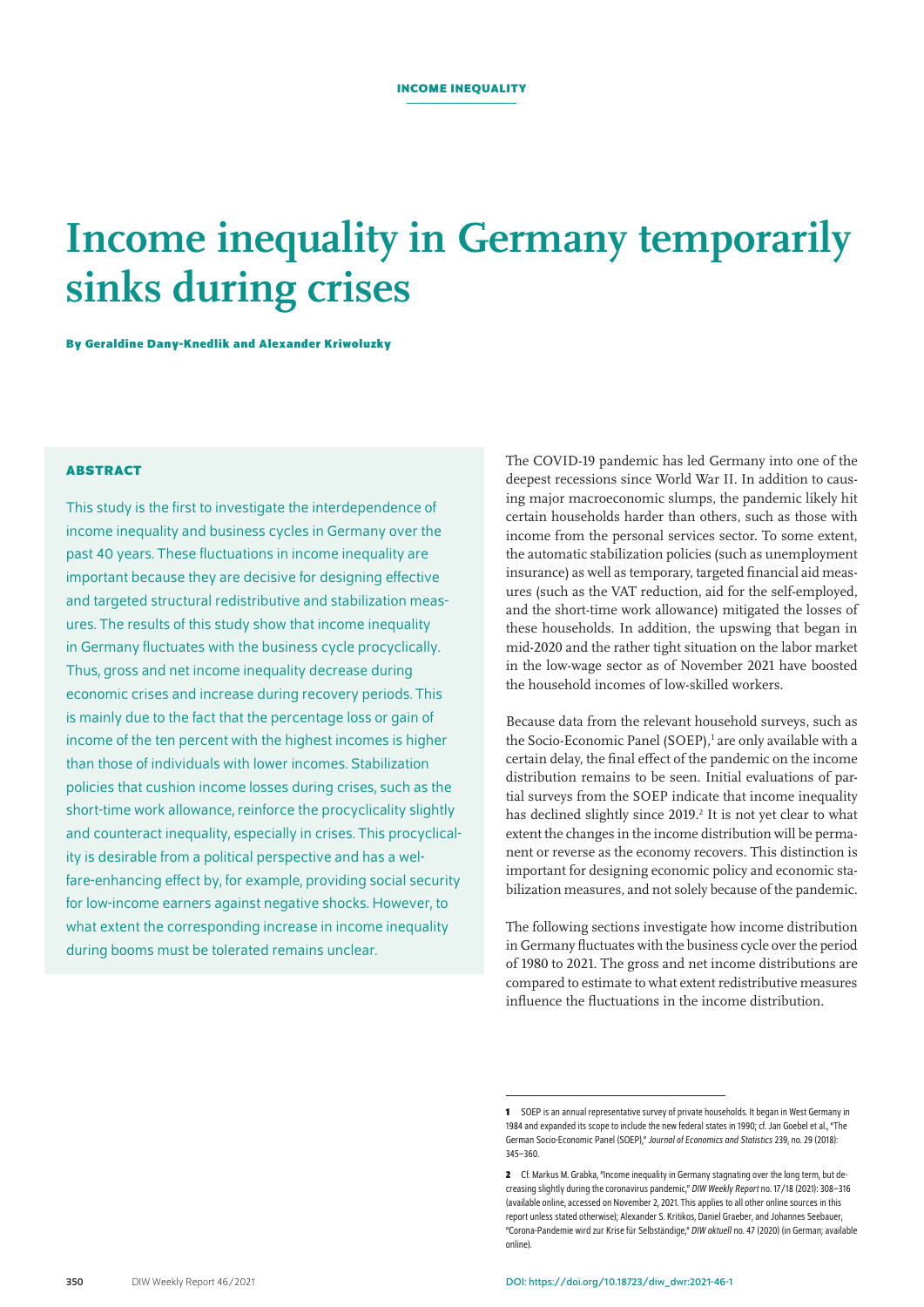INCOME INEQUALITY

# Income inequality in Germany temporarily sinks during crises

**By Geraldine Dany-Knedlik and Alexander Kriwoluzky**

## ABSTRACT

This study is the first to investigate the interdependence of income inequality and business cycles in Germany over the past 40 years. These fluctuations in income inequality are important because they are decisive for designing effective and targeted structural redistributive and stabilization measures. The results of this study show that income inequality in Germany fluctuates with the business cycle procyclically. Thus, gross and net income inequality decrease during economic crises and increase during recovery periods. This is mainly due to the fact that the percentage loss or gain of income of the ten percent with the highest incomes is higher than those of individuals with lower incomes. Stabilization policies that cushion income losses during crises, such as the short-time work allowance, reinforce the procyclicality slightly and counteract inequality, especially in crises. This procyclicality is desirable from a political perspective and has a welfare-enhancing effect by, for example, providing social security for low-income earners against negative shocks. However, to what extent the corresponding increase in income inequality during booms must be tolerated remains unclear.

The COVID-19 pandemic has led Germany into one of the deepest recessions since World War II. In addition to causing major macroeconomic slumps, the pandemic likely hit certain households harder than others, such as those with income from the personal services sector. To some extent, the automatic stabilization policies (such as unemployment insurance) as well as temporary, targeted financial aid measures (such as the VAT reduction, aid for the self-employed, and the short-time work allowance) mitigated the losses of these households. In addition, the upswing that began in mid-2020 and the rather tight situation on the labor market in the low-wage sector as of November 2021 have boosted the household incomes of low-skilled workers.

Because data from the relevant household surveys, such as the Socio-Economic Panel (SOEP),[1] are only available with a certain delay, the final effect of the pandemic on the income distribution remains to be seen. Initial evaluations of partial surveys from the SOEP indicate that income inequality has declined slightly since 2019.[2] It is not yet clear to what extent the changes in the income distribution will be permanent or reverse as the economy recovers. This distinction is important for designing economic policy and economic stabilization measures, and not solely because of the pandemic.

The following sections investigate how income distribution in Germany fluctuates with the business cycle over the period of 1980 to 2021. The gross and net income distributions are compared to estimate to what extent redistributive measures influence the fluctuations in the income distribution.

---

**1** SOEP is an annual representative survey of private households. It began in West Germany in 1984 and expanded its scope to include the new federal states in 1990; cf. Jan Goebel et al., "The German Socio-Economic Panel (SOEP)," *Journal of Economics and Statistics* 239, no. 29 (2018): 345–360.

**2** Cf. Markus M. Grabka, "Income inequality in Germany stagnating over the long term, but decreasing slightly during the coronavirus pandemic," *DIW Weekly Report* no. 17/18 (2021): 308–316 (available online, accessed on November 2, 2021. This applies to all other online sources in this report unless stated otherwise); Alexander S. Kritikos, Daniel Graeber, and Johannes Seebauer, "Corona-Pandemie wird zur Krise für Selbständige," *DIW aktuell* no. 47 (2020) (in German; available online).

DOI: https://doi.org/10.18723/diw_dwr:2021-46-1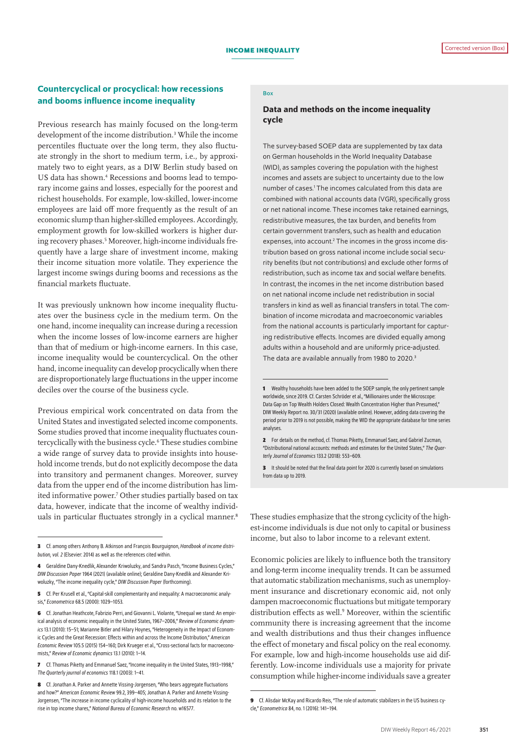## Countercyclical or procyclical: how recessions and booms influence income inequality

Previous research has mainly focused on the long-term development of the income distribution.[3] While the income percentiles fluctuate over the long term, they also fluctuate strongly in the short to medium term, i.e., by approximately two to eight years, as a DIW Berlin study based on US data has shown.[4] Recessions and booms lead to temporary income gains and losses, especially for the poorest and richest households. For example, low-skilled, lower-income employees are laid off more frequently as the result of an economic slump than higher-skilled employees. Accordingly, employment growth for low-skilled workers is higher during recovery phases.[5] Moreover, high-income individuals frequently have a large share of investment income, making their income situation more volatile. They experience the largest income swings during booms and recessions as the financial markets fluctuate.

It was previously unknown how income inequality fluctuates over the business cycle in the medium term. On the one hand, income inequality can increase during a recession when the income losses of low-income earners are higher than that of medium or high-income earners. In this case, income inequality would be countercyclical. On the other hand, income inequality can develop procyclically when there are disproportionately large fluctuations in the upper income deciles over the course of the business cycle.

Previous empirical work concentrated on data from the United States and investigated selected income components. Some studies proved that income inequality fluctuates countercyclically with the business cycle.[6] These studies combine a wide range of survey data to provide insights into household income trends, but do not explicitly decompose the data into transitory and permanent changes. Moreover, survey data from the upper end of the income distribution has limited informative power.[7] Other studies partially based on tax data, however, indicate that the income of wealthy individuals in particular fluctuates strongly in a cyclical manner.[8] These studies emphasize that the strong cyclicity of the highest-income individuals is due not only to capital or business income, but also to labor income to a relevant extent.

Economic policies are likely to influence both the transitory and long-term income inequality trends. It can be assumed that automatic stabilization mechanisms, such as unemployment insurance and discretionary economic aid, not only dampen macroeconomic fluctuations but mitigate temporary distribution effects as well.[9] Moreover, within the scientific community there is increasing agreement that the income and wealth distributions and thus their changes influence the effect of monetary and fiscal policy on the real economy. For example, low and high-income households use aid differently. Low-income individuals use a majority for private consumption while higher-income individuals save a greater

3 Cf. among others Anthony B. Atkinson and François Bourguignon, *Handbook of income distribution, vol. 2* (Elsevier: 2014) as well as the references cited within.

4 Geraldine Dany-Knedlik, Alexander Kriwoluzky, and Sandra Pasch, "Income Business Cycles," *DIW Discussion Paper* 1964 (2021) (available online); Geraldine Dany-Knedlik and Alexander Kriwoluzky, "The income inequality cycle," *DIW Discussion Paper* (forthcoming).

5 Cf. Per Krusell et al., "Capital-skill complementarity and inequality: A macroeconomic analysis," *Econometrica* 68.5 (2000): 1029–1053.

6 Cf. Jonathan Heathcote, Fabrizio Perri, and Giovanni L. Violante, "Unequal we stand: An empirical analysis of economic inequality in the United States, 1967–2006," *Review of Economic dynamics* 13.1 (2010): 15–51; Marianne Bitler and Hilary Hoynes, "Heterogeneity in the Impact of Economic Cycles and the Great Recession: Effects within and across the Income Distribution," *American Economic Review* 105.5 (2015) 154–160; Dirk Krueger et al., "Cross-sectional facts for macroeconomists," *Review of Economic dynamics* 13.1 (2010): 1–14.

7 Cf. Thomas Piketty and Emmanuel Saez, "Income inequality in the United States, 1913–1998," *The Quarterly journal of economics* 118.1 (2003): 1–41.

8 Cf. Jonathan A. Parker and Annette Vissing-Jorgensen, "Who bears aggregate fluctuations and how?" *American Economic Review* 99.2, 399–405; Jonathan A. Parker and Annette Vissing-Jorgensen, "The increase in income cyclicality of high-income households and its relation to the rise in top income shares," *National Bureau of Economic Research* no. w16577.

9 Cf. Alisdair McKay and Ricardo Reis, "The role of automatic stabilizers in the US business cycle," *Econometrica* 84, no. 1 (2016): 141–194.

Box

### Data and methods on the income inequality cycle

The survey-based SOEP data are supplemented by tax data on German households in the World Inequality Database (WID), as samples covering the population with the highest incomes and assets are subject to uncertainty due to the low number of cases.[1] The incomes calculated from this data are combined with national accounts data (VGR), specifically gross or net national income. These incomes take retained earnings, redistributive measures, the tax burden, and benefits from certain government transfers, such as health and education expenses, into account.[2] The incomes in the gross income distribution based on gross national income include social security benefits (but not contributions) and exclude other forms of redistribution, such as income tax and social welfare benefits. In contrast, the incomes in the net income distribution based on net national income include net redistribution in social transfers in kind as well as financial transfers in total. The combination of income microdata and macroeconomic variables from the national accounts is particularly important for capturing redistributive effects. Incomes are divided equally among adults within a household and are uniformly price-adjusted. The data are available annually from 1980 to 2020.[3]

1 Wealthy households have been added to the SOEP sample, the only pertinent sample worldwide, since 2019. Cf. Carsten Schröder et al., "Millionaires under the Microscope: Data Gap on Top Wealth Holders Closed: Wealth Concentration Higher than Presumed," DIW Weekly Report no. 30/31 (2020) (available online). However, adding data covering the period prior to 2019 is not possible, making the WID the appropriate database for time series analyses.

2 For details on the method, cf. Thomas Piketty, Emmanuel Saez, and Gabriel Zucman, "Distributional national accounts: methods and estimates for the United States," *The Quarterly Journal of Economics* 133.2 (2018): 553–609.

3 It should be noted that the final data point for 2020 is currently based on simulations from data up to 2019.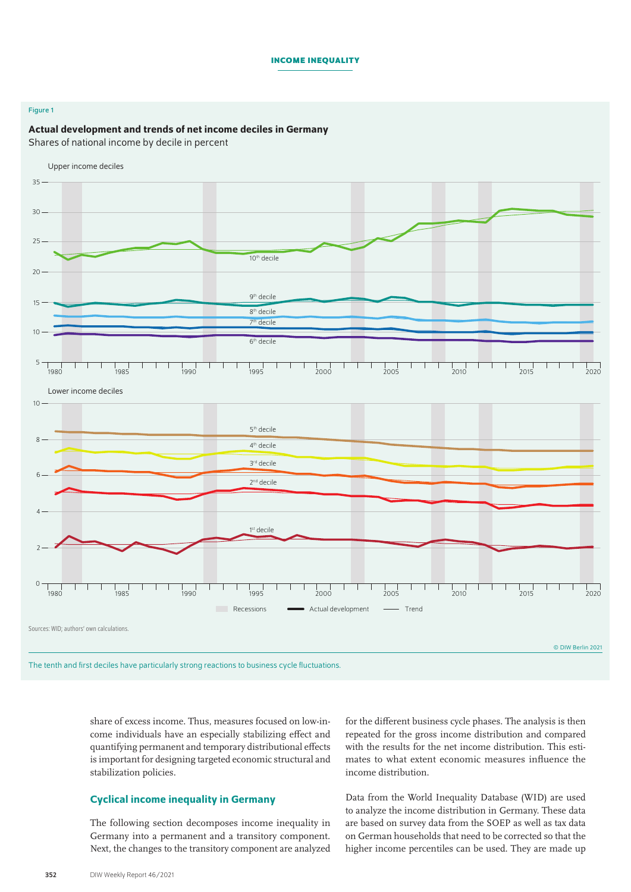Figure 1

**Actual development and trends of net income deciles in Germany**

Shares of national income by decile in percent

Sources: WID; authors' own calculations.

© DIW Berlin 2021

The tenth and first deciles have particularly strong reactions to business cycle fluctuations.

share of excess income. Thus, measures focused on low-income individuals have an especially stabilizing effect and quantifying permanent and temporary distributional effects is important for designing targeted economic structural and stabilization policies.

## Cyclical income inequality in Germany

The following section decomposes income inequality in Germany into a permanent and a transitory component. Next, the changes to the transitory component are analyzed for the different business cycle phases. The analysis is then repeated for the gross income distribution and compared with the results for the net income distribution. This estimates to what extent economic measures influence the income distribution.

Data from the World Inequality Database (WID) are used to analyze the income distribution in Germany. These data are based on survey data from the SOEP as well as tax data on German households that need to be corrected so that the higher income percentiles can be used. They are made up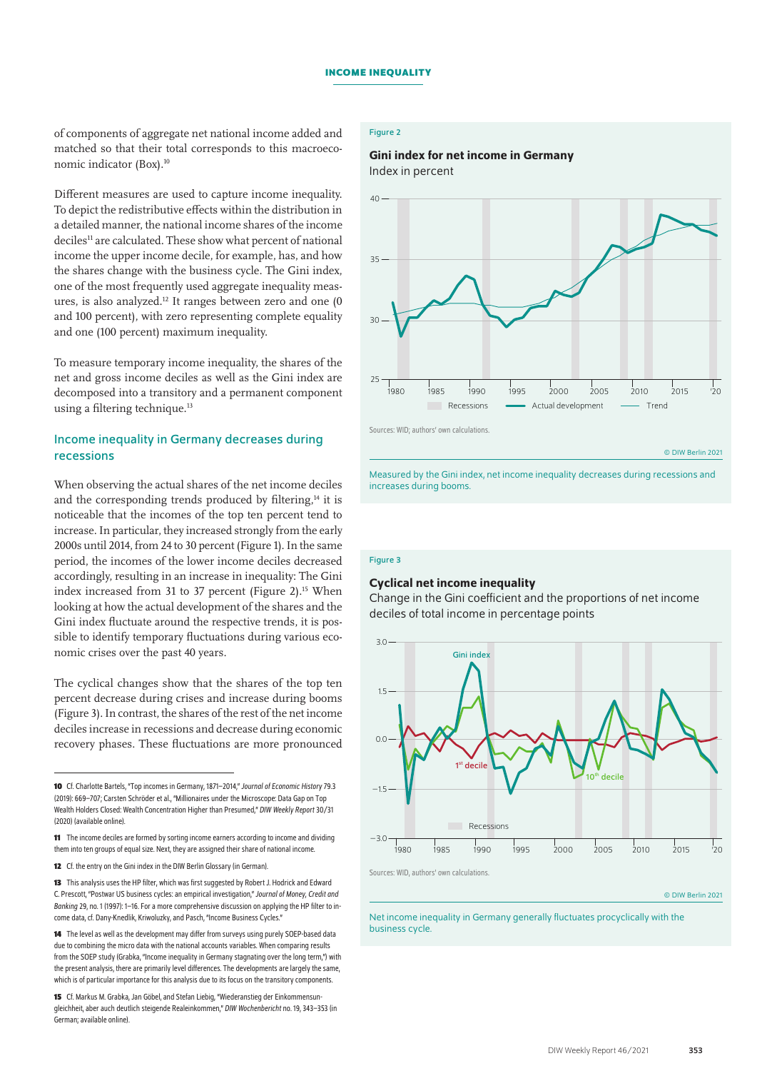of components of aggregate net national income added and matched so that their total corresponds to this macroeconomic indicator (Box).[10]

Different measures are used to capture income inequality. To depict the redistributive effects within the distribution in a detailed manner, the national income shares of the income deciles[11] are calculated. These show what percent of national income the upper income decile, for example, has, and how the shares change with the business cycle. The Gini index, one of the most frequently used aggregate inequality measures, is also analyzed.[12] It ranges between zero and one (0 and 100 percent), with zero representing complete equality and one (100 percent) maximum inequality.

To measure temporary income inequality, the shares of the net and gross income deciles as well as the Gini index are decomposed into a transitory and a permanent component using a filtering technique.[13]

## Income inequality in Germany decreases during recessions

When observing the actual shares of the net income deciles and the corresponding trends produced by filtering,[14] it is noticeable that the incomes of the top ten percent tend to increase. In particular, they increased strongly from the early 2000s until 2014, from 24 to 30 percent (Figure 1). In the same period, the incomes of the lower income deciles decreased accordingly, resulting in an increase in inequality: The Gini index increased from 31 to 37 percent (Figure 2).[15] When looking at how the actual development of the shares and the Gini index fluctuate around the respective trends, it is possible to identify temporary fluctuations during various economic crises over the past 40 years.

The cyclical changes show that the shares of the top ten percent decrease during crises and increase during booms (Figure 3). In contrast, the shares of the rest of the net income deciles increase in recessions and decrease during economic recovery phases. These fluctuations are more pronounced

Figure 2

**Gini index for net income in Germany**
Index in percent

Sources: WID; authors' own calculations.

© DIW Berlin 2021

Measured by the Gini index, net income inequality decreases during recessions and increases during booms.

Figure 3

**Cyclical net income inequality**
Change in the Gini coefficient and the proportions of net income deciles of total income in percentage points

Sources: WID, authors' own calculations.

© DIW Berlin 2021

Net income inequality in Germany generally fluctuates procyclically with the business cycle.

---

[10] Cf. Charlotte Bartels, "Top incomes in Germany, 1871–2014," *Journal of Economic History* 79.3 (2019): 669–707; Carsten Schröder et al., "Millionaires under the Microscope: Data Gap on Top Wealth Holders Closed: Wealth Concentration Higher than Presumed," *DIW Weekly Report* 30/31 (2020) (available online).

[11] The income deciles are formed by sorting income earners according to income and dividing them into ten groups of equal size. Next, they are assigned their share of national income.

[12] Cf. the entry on the Gini index in the DIW Berlin Glossary (in German).

[13] This analysis uses the HP filter, which was first suggested by Robert J. Hodrick and Edward C. Prescott, "Postwar US business cycles: an empirical investigation," *Journal of Money, Credit and Banking* 29, no. 1 (1997): 1–16. For a more comprehensive discussion on applying the HP filter to income data, cf. Dany-Knedlik, Kriwoluzky, and Pasch, "Income Business Cycles."

[14] The level as well as the development may differ from surveys using purely SOEP-based data due to combining the micro data with the national accounts variables. When comparing results from the SOEP study (Grabka, "Income inequality in Germany stagnating over the long term,") with the present analysis, there are primarily level differences. The developments are largely the same, which is of particular importance for this analysis due to its focus on the transitory components.

[15] Cf. Markus M. Grabka, Jan Göbel, and Stefan Liebig, "Wiederanstieg der Einkommensungleichheit, aber auch deutlich steigende Realeinkommen," *DIW Wochenbericht* no. 19, 343–353 (in German; available online).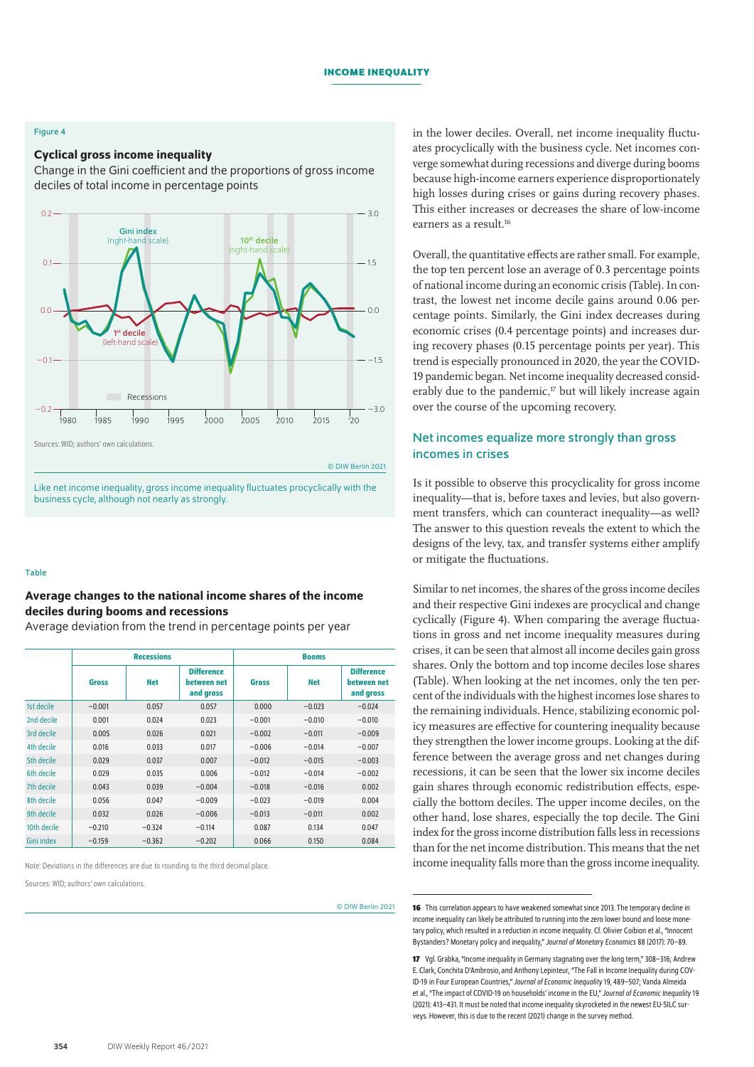Figure 4

### Cyclical gross income inequality

Change in the Gini coefficient and the proportions of gross income deciles of total income in percentage points

Sources: WID; authors' own calculations.

© DIW Berlin 2021

Like net income inequality, gross income inequality fluctuates procyclically with the business cycle, although not nearly as strongly.

Table

### Average changes to the national income shares of the income deciles during booms and recessions

Average deviation from the trend in percentage points per year

| | Recessions | | | Booms | | |
|---|---|---|---|---|---|---|
| | Gross | Net | Difference between net and gross | Gross | Net | Difference between net and gross |
| 1st decile | −0.001 | 0.057 | 0.057 | 0.000 | −0.023 | −0.024 |
| 2nd decile | 0.001 | 0.024 | 0.023 | −0.001 | −0.010 | −0.010 |
| 3rd decile | 0.005 | 0.026 | 0.021 | −0.002 | −0.011 | −0.009 |
| 4th decile | 0.016 | 0.033 | 0.017 | −0.006 | −0.014 | −0.007 |
| 5th decile | 0.029 | 0.037 | 0.007 | −0.012 | −0.015 | −0.003 |
| 6th decile | 0.029 | 0.035 | 0.006 | −0.012 | −0.014 | −0.002 |
| 7th decile | 0.043 | 0.039 | −0.004 | −0.018 | −0.016 | 0.002 |
| 8th decile | 0.056 | 0.047 | −0.009 | −0.023 | −0.019 | 0.004 |
| 9th decile | 0.032 | 0.026 | −0.006 | −0.013 | −0.011 | 0.002 |
| 10th decile | −0.210 | −0.324 | −0.114 | 0.087 | 0.134 | 0.047 |
| Gini index | −0.159 | −0.362 | −0.202 | 0.066 | 0.150 | 0.084 |

Note: Deviations in the differences are due to rounding to the third decimal place.

Sources: WID; authors' own calculations.

© DIW Berlin 2021

in the lower deciles. Overall, net income inequality fluctuates procyclically with the business cycle. Net incomes converge somewhat during recessions and diverge during booms because high-income earners experience disproportionately high losses during crises or gains during recovery phases. This either increases or decreases the share of low-income earners as a result.[16]

Overall, the quantitative effects are rather small. For example, the top ten percent lose an average of 0.3 percentage points of national income during an economic crisis (Table). In contrast, the lowest net income decile gains around 0.06 percentage points. Similarly, the Gini index decreases during economic crises (0.4 percentage points) and increases during recovery phases (0.15 percentage points per year). This trend is especially pronounced in 2020, the year the COVID-19 pandemic began. Net income inequality decreased considerably due to the pandemic,[17] but will likely increase again over the course of the upcoming recovery.

## Net incomes equalize more strongly than gross incomes in crises

Is it possible to observe this procyclicality for gross income inequality—that is, before taxes and levies, but also government transfers, which can counteract inequality—as well? The answer to this question reveals the extent to which the designs of the levy, tax, and transfer systems either amplify or mitigate the fluctuations.

Similar to net incomes, the shares of the gross income deciles and their respective Gini indexes are procyclical and change cyclically (Figure 4). When comparing the average fluctuations in gross and net income inequality measures during crises, it can be seen that almost all income deciles gain gross shares. Only the bottom and top income deciles lose shares (Table). When looking at the net incomes, only the ten percent of the individuals with the highest incomes lose shares to the remaining individuals. Hence, stabilizing economic policy measures are effective for countering inequality because they strengthen the lower income groups. Looking at the difference between the average gross and net changes during recessions, it can be seen that the lower six income deciles gain shares through economic redistribution effects, especially the bottom deciles. The upper income deciles, on the other hand, lose shares, especially the top decile. The Gini index for the gross income distribution falls less in recessions than for the net income distribution. This means that the net income inequality falls more than the gross income inequality.

---

**16** This correlation appears to have weakened somewhat since 2013. The temporary decline in income inequality can likely be attributed to running into the zero lower bound and loose monetary policy, which resulted in a reduction in income inequality. Cf. Olivier Coibion et al., "Innocent Bystanders? Monetary policy and inequality," *Journal of Monetary Economics* 88 (2017): 70–89.

**17** Vgl. Grabka, "Income inequality in Germany stagnating over the long term," 308–316; Andrew E. Clark, Conchita D'Ambrosio, and Anthony Lepinteur, "The Fall in Income Inequality during COVID-19 in Four European Countries," *Journal of Economic Inequality* 19, 489–507; Vanda Almeida et al., "The impact of COVID-19 on households' income in the EU," *Journal of Economic Inequality* 19 (2021): 413–431. It must be noted that income inequality skyrocketed in the newest EU-SILC surveys. However, this is due to the recent (2021) change in the survey method.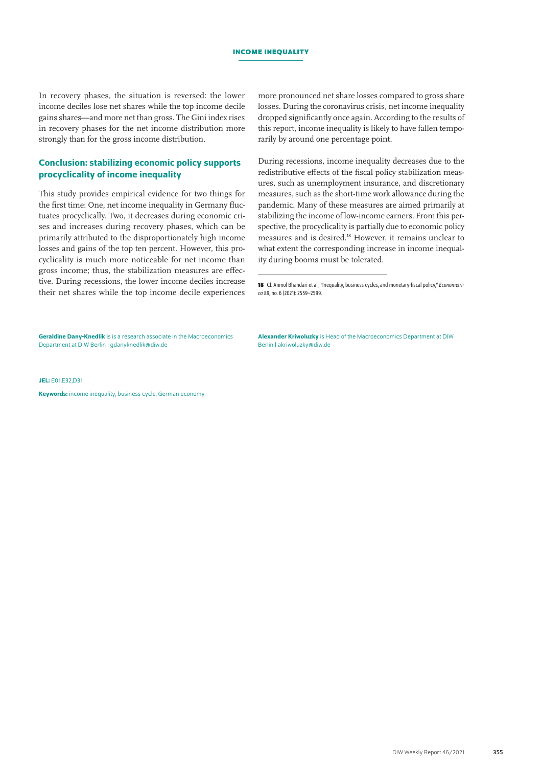In recovery phases, the situation is reversed: the lower income deciles lose net shares while the top income decile gains shares—and more net than gross. The Gini index rises in recovery phases for the net income distribution more strongly than for the gross income distribution.

## Conclusion: stabilizing economic policy supports procyclicality of income inequality

This study provides empirical evidence for two things for the first time: One, net income inequality in Germany fluctuates procyclically. Two, it decreases during economic crises and increases during recovery phases, which can be primarily attributed to the disproportionately high income losses and gains of the top ten percent. However, this procyclicality is much more noticeable for net income than gross income; thus, the stabilization measures are effective. During recessions, the lower income deciles increase their net shares while the top income decile experiences more pronounced net share losses compared to gross share losses. During the coronavirus crisis, net income inequality dropped significantly once again. According to the results of this report, income inequality is likely to have fallen temporarily by around one percentage point.

During recessions, income inequality decreases due to the redistributive effects of the fiscal policy stabilization measures, such as unemployment insurance, and discretionary measures, such as the short-time work allowance during the pandemic. Many of these measures are aimed primarily at stabilizing the income of low-income earners. From this perspective, the procyclicality is partially due to economic policy measures and is desired.[18] However, it remains unclear to what extent the corresponding increase in income inequality during booms must be tolerated.

[18] Cf. Anmol Bhandari et al., "Inequality, business cycles, and monetary-fiscal policy," *Econometrica* 89, no. 6 (2021): 2559–2599.

**Geraldine Dany-Knedlik** is is a research associate in the Macroeconomics Department at DIW Berlin | gdanyknedlik@diw.de

**Alexander Kriwoluzky** is Head of the Macroeconomics Department at DIW Berlin | akriwoluzky@diw.de

**JEL:** E01,E32,D31

**Keywords:** income inequality, business cycle, German economy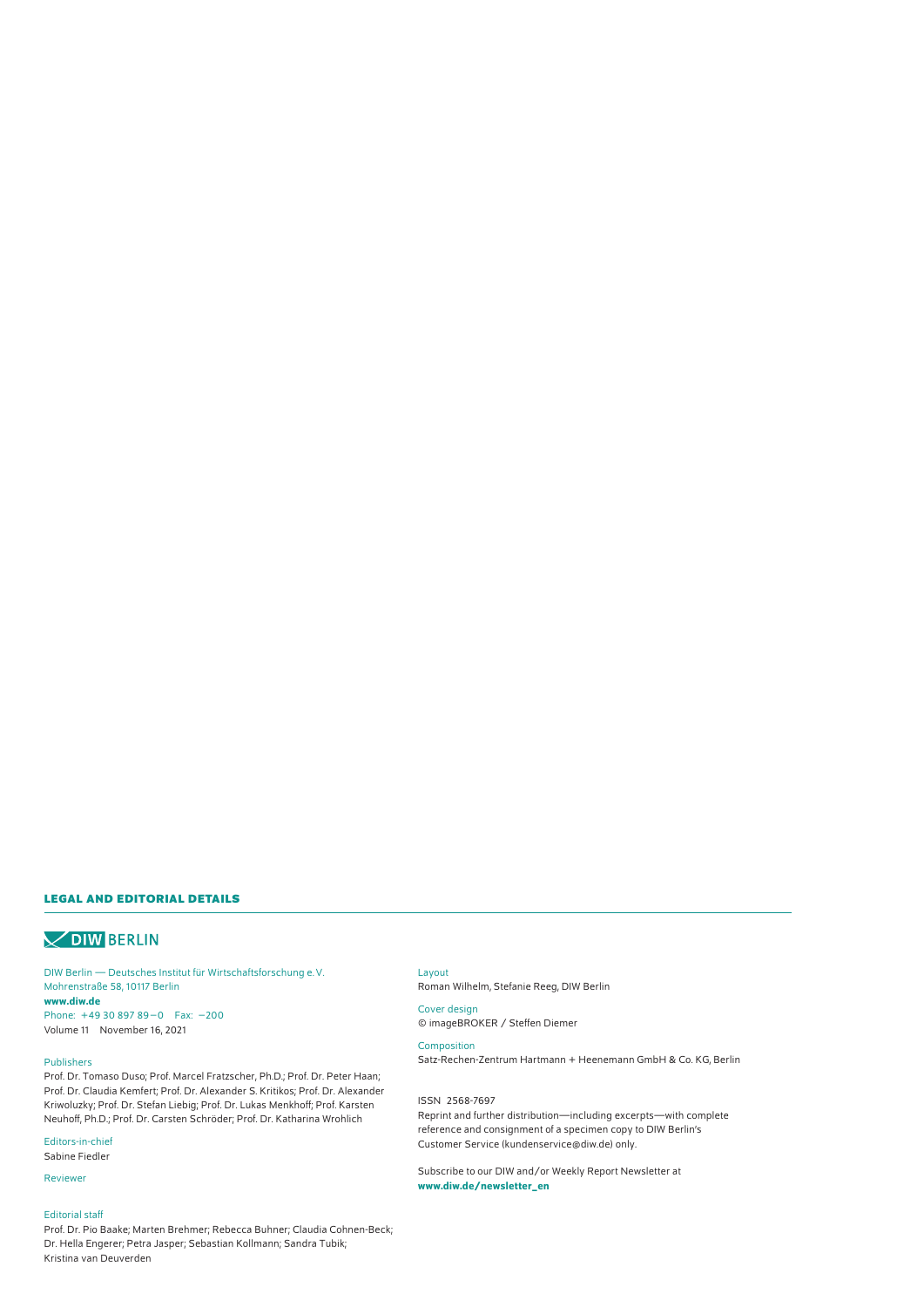## LEGAL AND EDITORIAL DETAILS

DIW BERLIN

DIW Berlin — Deutsches Institut für Wirtschaftsforschung e. V.
Mohrenstraße 58, 10117 Berlin
**www.diw.de**
Phone: +49 30 897 89 – 0 Fax: – 200
Volume 11 November 16, 2021

Publishers
Prof. Dr. Tomaso Duso; Prof. Marcel Fratzscher, Ph.D.; Prof. Dr. Peter Haan; Prof. Dr. Claudia Kemfert; Prof. Dr. Alexander S. Kritikos; Prof. Dr. Alexander Kriwoluzky; Prof. Dr. Stefan Liebig; Prof. Dr. Lukas Menkhoff; Prof. Karsten Neuhoff, Ph.D.; Prof. Dr. Carsten Schröder; Prof. Dr. Katharina Wrohlich

Editors-in-chief
Sabine Fiedler

Reviewer

Editorial staff
Prof. Dr. Pio Baake; Marten Brehmer; Rebecca Buhner; Claudia Cohnen-Beck; Dr. Hella Engerer; Petra Jasper; Sebastian Kollmann; Sandra Tubik; Kristina van Deuverden

Layout
Roman Wilhelm, Stefanie Reeg, DIW Berlin

Cover design
© imageBROKER / Steffen Diemer

Composition
Satz-Rechen-Zentrum Hartmann + Heenemann GmbH & Co. KG, Berlin

ISSN 2568-7697
Reprint and further distribution—including excerpts—with complete reference and consignment of a specimen copy to DIW Berlin's Customer Service (kundenservice@diw.de) only.

Subscribe to our DIW and/or Weekly Report Newsletter at
**www.diw.de/newsletter_en**